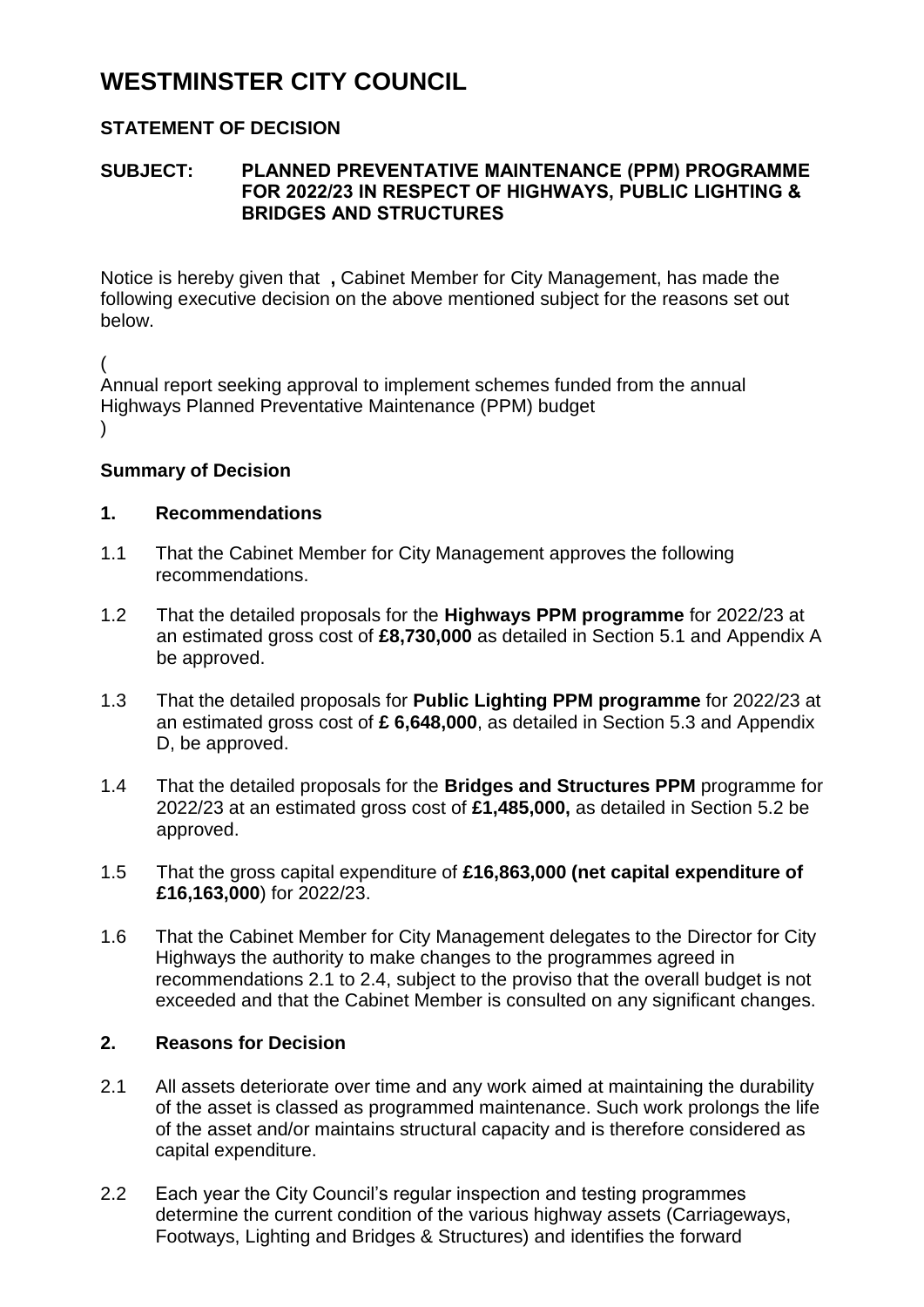# WESTMINSTER CITY COUNCIL

## STATEMENT OF DECISION

**SUBJECT: PLANNED PREVENTATIVE MAINTENANCE (PPM) PROGRAMME FOR 2022/23 IN RESPECT OF HIGHWAYS, PUBLIC LIGHTING & BRIDGES AND STRUCTURES**

Notice is hereby given that **,** Cabinet Member for City Management, has made the following executive decision on the above mentioned subject for the reasons set out below.

(
Annual report seeking approval to implement schemes funded from the annual Highways Planned Preventative Maintenance (PPM) budget
)

### Summary of Decision

### 1. Recommendations

1.1 That the Cabinet Member for City Management approves the following recommendations.

1.2 That the detailed proposals for the **Highways PPM programme** for 2022/23 at an estimated gross cost of **£8,730,000** as detailed in Section 5.1 and Appendix A be approved.

1.3 That the detailed proposals for **Public Lighting PPM programme** for 2022/23 at an estimated gross cost of **£ 6,648,000**, as detailed in Section 5.3 and Appendix D, be approved.

1.4 That the detailed proposals for the **Bridges and Structures PPM** programme for 2022/23 at an estimated gross cost of **£1,485,000,** as detailed in Section 5.2 be approved.

1.5 That the gross capital expenditure of **£16,863,000 (net capital expenditure of £16,163,000**) for 2022/23.

1.6 That the Cabinet Member for City Management delegates to the Director for City Highways the authority to make changes to the programmes agreed in recommendations 2.1 to 2.4, subject to the proviso that the overall budget is not exceeded and that the Cabinet Member is consulted on any significant changes.

### 2. Reasons for Decision

2.1 All assets deteriorate over time and any work aimed at maintaining the durability of the asset is classed as programmed maintenance. Such work prolongs the life of the asset and/or maintains structural capacity and is therefore considered as capital expenditure.

2.2 Each year the City Council's regular inspection and testing programmes determine the current condition of the various highway assets (Carriageways, Footways, Lighting and Bridges & Structures) and identifies the forward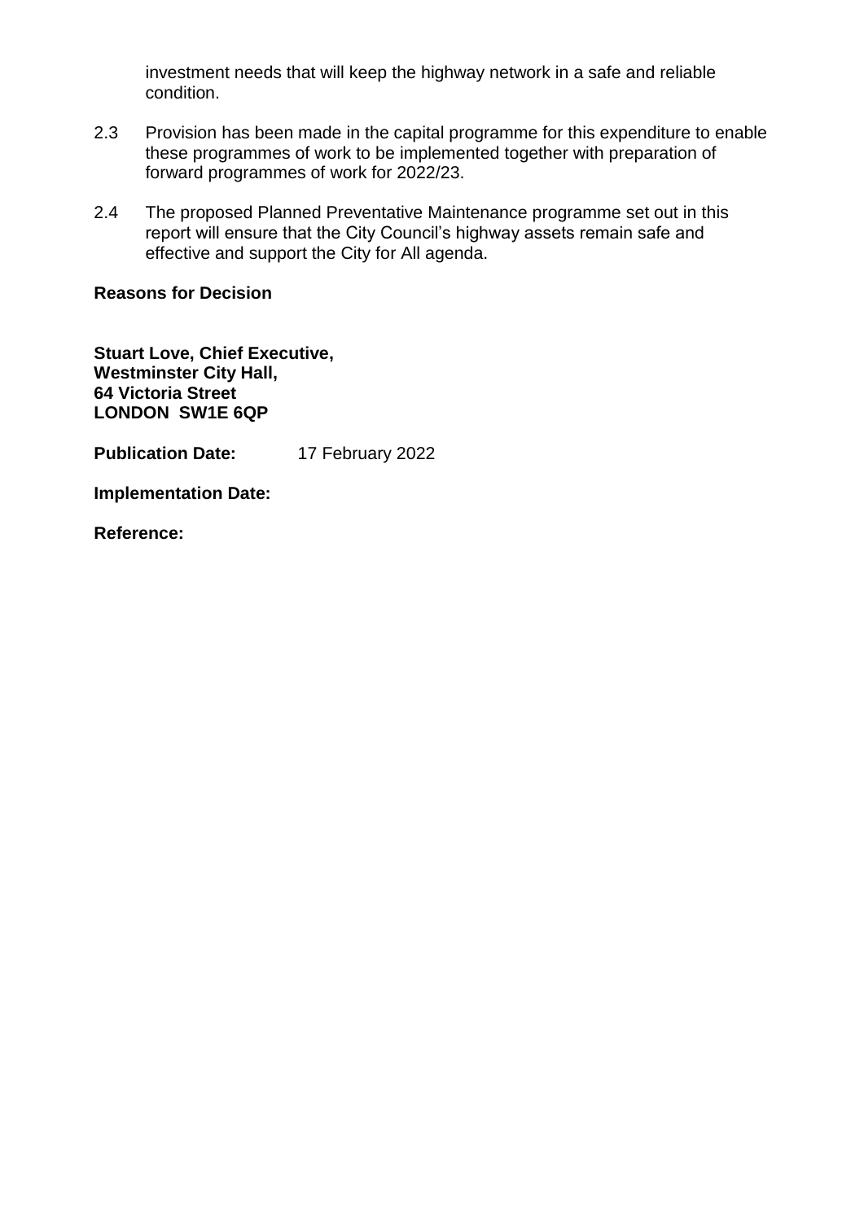investment needs that will keep the highway network in a safe and reliable condition.

2.3 Provision has been made in the capital programme for this expenditure to enable these programmes of work to be implemented together with preparation of forward programmes of work for 2022/23.

2.4 The proposed Planned Preventative Maintenance programme set out in this report will ensure that the City Council's highway assets remain safe and effective and support the City for All agenda.

**Reasons for Decision**

**Stuart Love, Chief Executive,**
**Westminster City Hall,**
**64 Victoria Street**
**LONDON SW1E 6QP**

**Publication Date:** 17 February 2022

**Implementation Date:**

**Reference:**